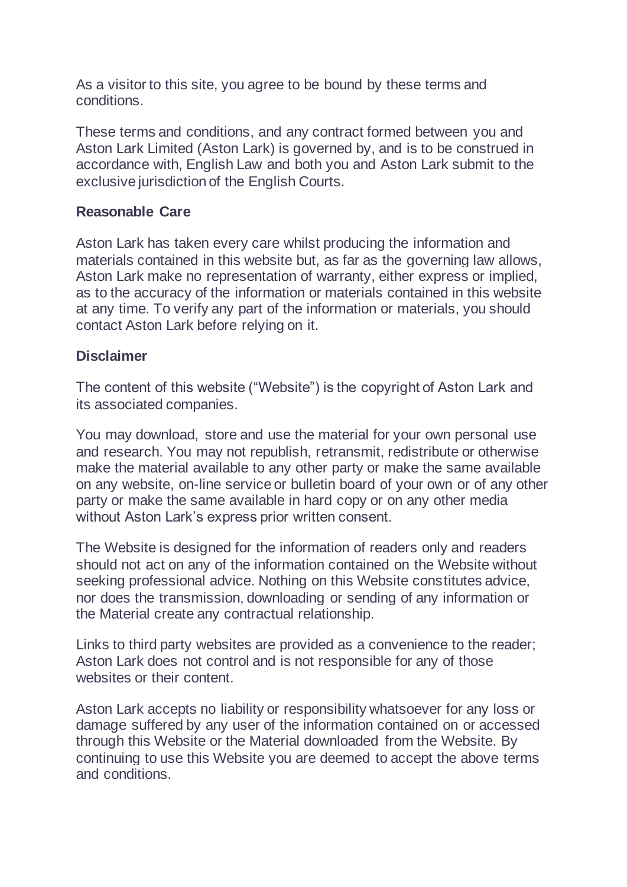As a visitor to this site, you agree to be bound by these terms and conditions.

These terms and conditions, and any contract formed between you and Aston Lark Limited (Aston Lark) is governed by, and is to be construed in accordance with, English Law and both you and Aston Lark submit to the exclusive jurisdiction of the English Courts.

**Reasonable Care**

Aston Lark has taken every care whilst producing the information and materials contained in this website but, as far as the governing law allows, Aston Lark make no representation of warranty, either express or implied, as to the accuracy of the information or materials contained in this website at any time. To verify any part of the information or materials, you should contact Aston Lark before relying on it.

**Disclaimer**

The content of this website ("Website") is the copyright of Aston Lark and its associated companies.

You may download, store and use the material for your own personal use and research. You may not republish, retransmit, redistribute or otherwise make the material available to any other party or make the same available on any website, on-line service or bulletin board of your own or of any other party or make the same available in hard copy or on any other media without Aston Lark's express prior written consent.

The Website is designed for the information of readers only and readers should not act on any of the information contained on the Website without seeking professional advice. Nothing on this Website constitutes advice, nor does the transmission, downloading or sending of any information or the Material create any contractual relationship.

Links to third party websites are provided as a convenience to the reader; Aston Lark does not control and is not responsible for any of those websites or their content.

Aston Lark accepts no liability or responsibility whatsoever for any loss or damage suffered by any user of the information contained on or accessed through this Website or the Material downloaded from the Website. By continuing to use this Website you are deemed to accept the above terms and conditions.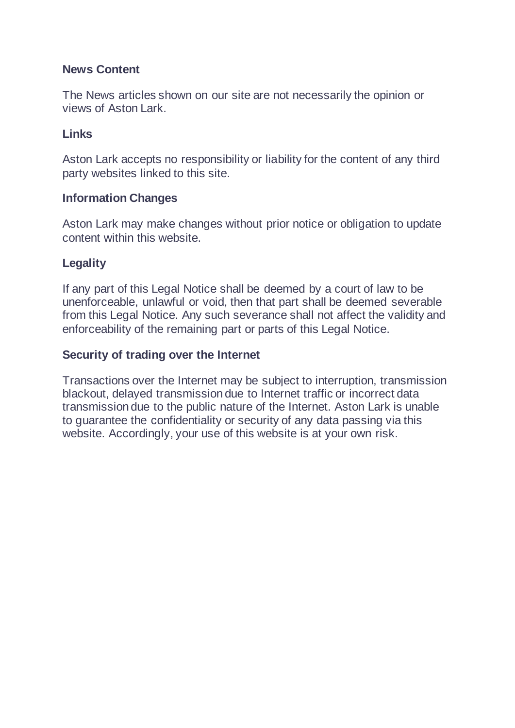**News Content**

The News articles shown on our site are not necessarily the opinion or views of Aston Lark.

**Links**

Aston Lark accepts no responsibility or liability for the content of any third party websites linked to this site.

**Information Changes**

Aston Lark may make changes without prior notice or obligation to update content within this website.

**Legality**

If any part of this Legal Notice shall be deemed by a court of law to be unenforceable, unlawful or void, then that part shall be deemed severable from this Legal Notice. Any such severance shall not affect the validity and enforceability of the remaining part or parts of this Legal Notice.

**Security of trading over the Internet**

Transactions over the Internet may be subject to interruption, transmission blackout, delayed transmission due to Internet traffic or incorrect data transmission due to the public nature of the Internet. Aston Lark is unable to guarantee the confidentiality or security of any data passing via this website. Accordingly, your use of this website is at your own risk.